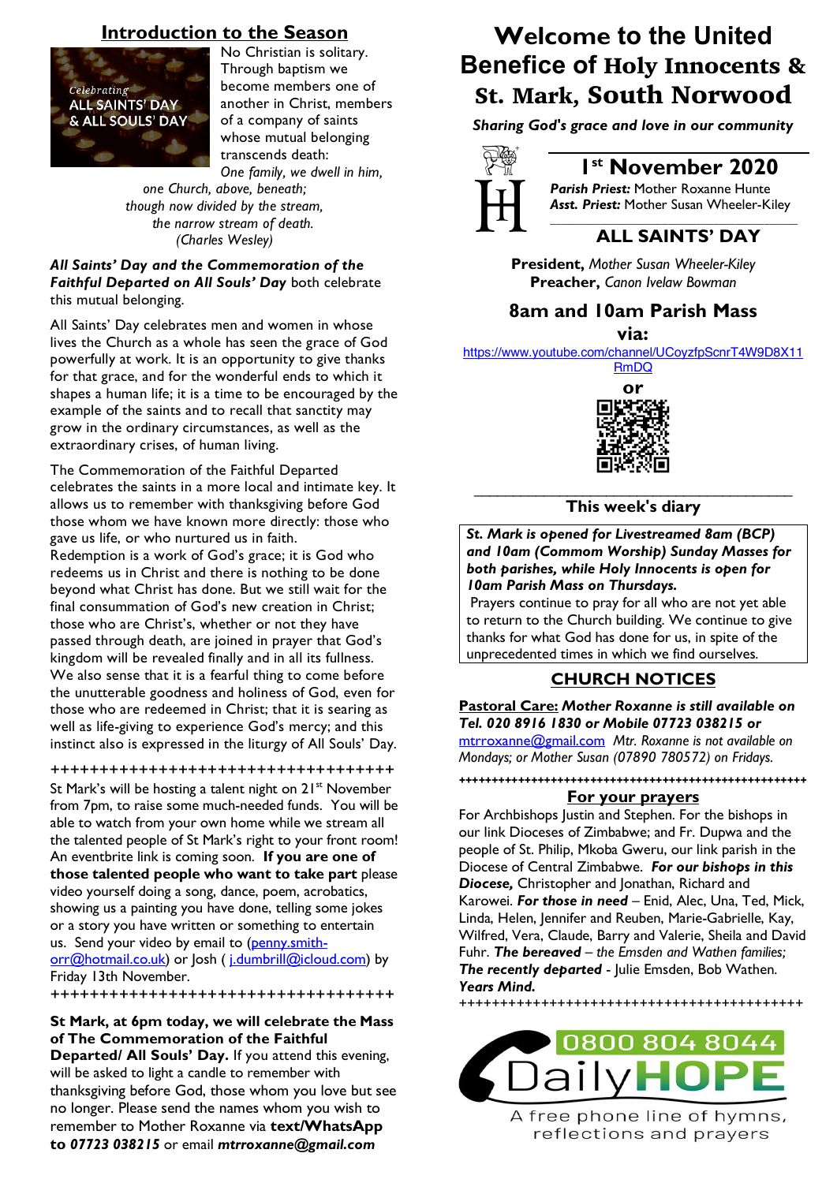## Introduction to the Season

Celebrating
ALL SAINTS' DAY
& ALL SOULS' DAY

No Christian is solitary. Through baptism we become members one of another in Christ, members of a company of saints whose mutual belonging transcends death:

*One family, we dwell in him,*
*one Church, above, beneath;*
*though now divided by the stream,*
*the narrow stream of death.*
*(Charles Wesley)*

***All Saints' Day and the Commemoration of the Faithful Departed on All Souls' Day*** both celebrate this mutual belonging.

All Saints' Day celebrates men and women in whose lives the Church as a whole has seen the grace of God powerfully at work. It is an opportunity to give thanks for that grace, and for the wonderful ends to which it shapes a human life; it is a time to be encouraged by the example of the saints and to recall that sanctity may grow in the ordinary circumstances, as well as the extraordinary crises, of human living.

The Commemoration of the Faithful Departed celebrates the saints in a more local and intimate key. It allows us to remember with thanksgiving before God those whom we have known more directly: those who gave us life, or who nurtured us in faith.
Redemption is a work of God's grace; it is God who redeems us in Christ and there is nothing to be done beyond what Christ has done. But we still wait for the final consummation of God's new creation in Christ; those who are Christ's, whether or not they have passed through death, are joined in prayer that God's kingdom will be revealed finally and in all its fullness. We also sense that it is a fearful thing to come before the unutterable goodness and holiness of God, even for those who are redeemed in Christ; that it is searing as well as life-giving to experience God's mercy; and this instinct also is expressed in the liturgy of All Souls' Day.

+++++++++++++++++++++++++++++++++++

St Mark's will be hosting a talent night on 21[st] November from 7pm, to raise some much-needed funds. You will be able to watch from your own home while we stream all the talented people of St Mark's right to your front room! An eventbrite link is coming soon. **If you are one of those talented people who want to take part** please video yourself doing a song, dance, poem, acrobatics, showing us a painting you have done, telling some jokes or a story you have written or something to entertain us. Send your video by email to (penny.smith-orr@hotmail.co.uk) or Josh ( j.dumbrill@icloud.com) by Friday 13th November.

+++++++++++++++++++++++++++++++++++

**St Mark, at 6pm today, we will celebrate the Mass of The Commemoration of the Faithful Departed/ All Souls' Day.** If you attend this evening, will be asked to light a candle to remember with thanksgiving before God, those whom you love but see no longer. Please send the names whom you wish to remember to Mother Roxanne via **text/WhatsApp to *07723 038215*** or email ***mtrroxanne@gmail.com***

# Welcome to the United Benefice of Holy Innocents & St. Mark, South Norwood

***Sharing God's grace and love in our community***

## 1[st] November 2020

***Parish Priest:*** Mother Roxanne Hunte
***Asst. Priest:*** Mother Susan Wheeler-Kiley

## ALL SAINTS' DAY

**President,** *Mother Susan Wheeler-Kiley*
**Preacher,** *Canon Ivelaw Bowman*

## 8am and 10am Parish Mass

**via:**

https://www.youtube.com/channel/UCoyzfpScnrT4W9D8X11RmDQ

**or**

## This week's diary

***St. Mark is opened for Livestreamed 8am (BCP) and 10am (Commom Worship) Sunday Masses for both parishes, while Holy Innocents is open for 10am Parish Mass on Thursdays.***
Prayers continue to pray for all who are not yet able to return to the Church building. We continue to give thanks for what God has done for us, in spite of the unprecedented times in which we find ourselves.

## CHURCH NOTICES

**Pastoral Care:** ***Mother Roxanne is still available on Tel. 020 8916 1830 or Mobile 07723 038215 or*** mtrroxanne@gmail.com *Mtr. Roxanne is not available on Mondays; or Mother Susan (07890 780572) on Fridays.*

+++++++++++++++++++++++++++++++++++++++++++++

**For your prayers**

For Archbishops Justin and Stephen. For the bishops in our link Dioceses of Zimbabwe; and Fr. Dupwa and the people of St. Philip, Mkoba Gweru, our link parish in the Diocese of Central Zimbabwe. ***For our bishops in this Diocese,*** Christopher and Jonathan, Richard and Karowei. ***For those in need*** – Enid, Alec, Una, Ted, Mick, Linda, Helen, Jennifer and Reuben, Marie-Gabrielle, Kay, Wilfred, Vera, Claude, Barry and Valerie, Sheila and David Fuhr. ***The bereaved*** *– the Emsden and Wathen families;* ***The recently departed*** - Julie Emsden, Bob Wathen. ***Years Mind.***

+++++++++++++++++++++++++++++++++++++++++++++

0800 804 8044
DailyHOPE
A free phone line of hymns, reflections and prayers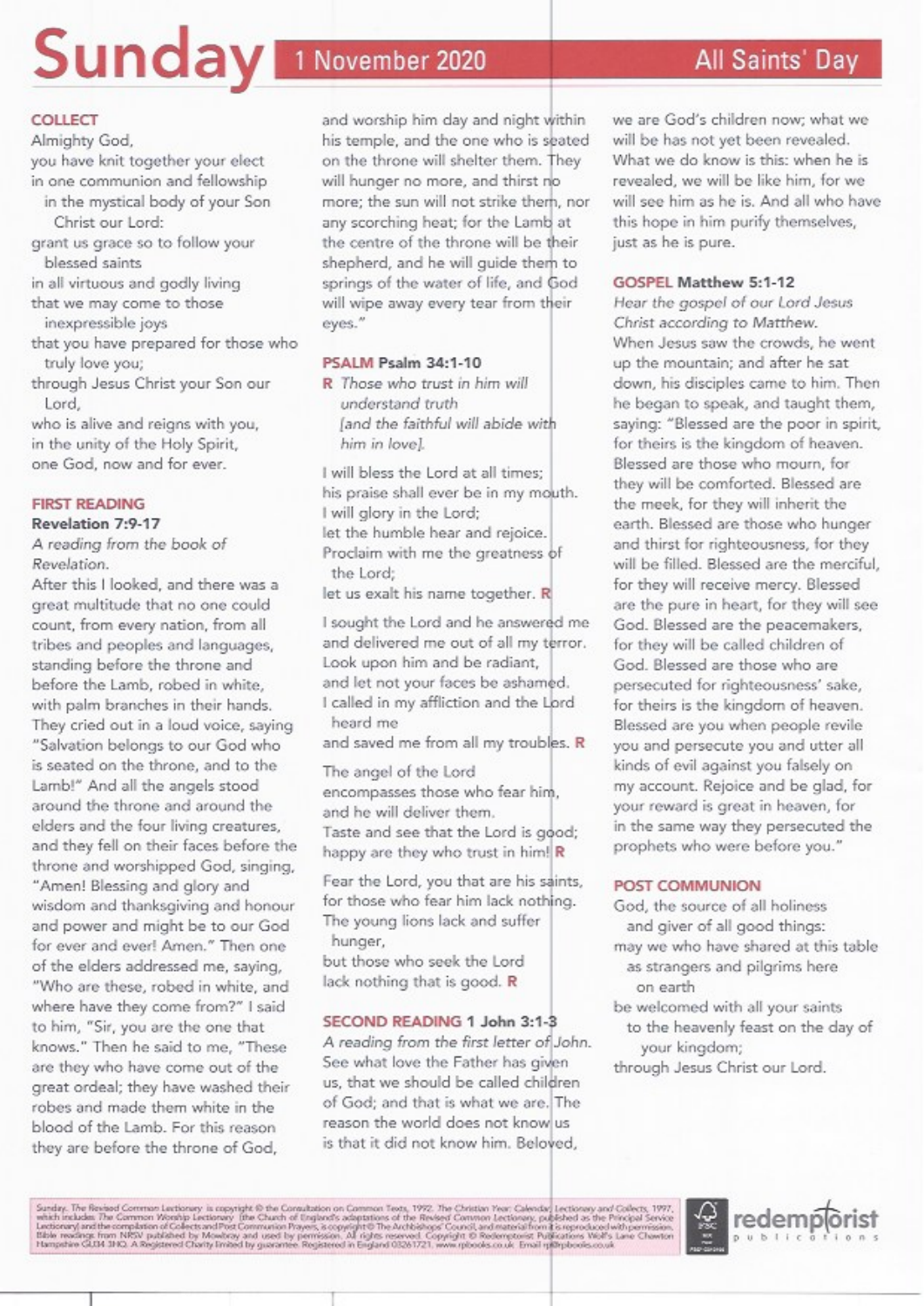# Sunday 1 November 2020 — All Saints' Day

## COLLECT

Almighty God,
you have knit together your elect
in one communion and fellowship
in the mystical body of your Son
Christ our Lord:
grant us grace so to follow your
blessed saints
in all virtuous and godly living
that we may come to those
inexpressible joys
that you have prepared for those who
truly love you;
through Jesus Christ your Son our
Lord,
who is alive and reigns with you,
in the unity of the Holy Spirit,
one God, now and for ever.

## FIRST READING

**Revelation 7:9-17**

*A reading from the book of Revelation.*

After this I looked, and there was a great multitude that no one could count, from every nation, from all tribes and peoples and languages, standing before the throne and before the Lamb, robed in white, with palm branches in their hands. They cried out in a loud voice, saying "Salvation belongs to our God who is seated on the throne, and to the Lamb!" And all the angels stood around the throne and around the elders and the four living creatures, and they fell on their faces before the throne and worshipped God, singing, "Amen! Blessing and glory and wisdom and thanksgiving and honour and power and might be to our God for ever and ever! Amen." Then one of the elders addressed me, saying, "Who are these, robed in white, and where have they come from?" I said to him, "Sir, you are the one that knows." Then he said to me, "These are they who have come out of the great ordeal; they have washed their robes and made them white in the blood of the Lamb. For this reason they are before the throne of God, and worship him day and night within his temple, and the one who is seated on the throne will shelter them. They will hunger no more, and thirst no more; the sun will not strike them, nor any scorching heat; for the Lamb at the centre of the throne will be their shepherd, and he will guide them to springs of the water of life, and God will wipe away every tear from their eyes."

## PSALM Psalm 34:1-10

**R** *Those who trust in him will understand truth*
*[and the faithful will abide with him in love].*

I will bless the Lord at all times;
his praise shall ever be in my mouth.
I will glory in the Lord;
let the humble hear and rejoice.
Proclaim with me the greatness of
the Lord;
let us exalt his name together. **R**

I sought the Lord and he answered me
and delivered me out of all my terror.
Look upon him and be radiant,
and let not your faces be ashamed.
I called in my affliction and the Lord
heard me
and saved me from all my troubles. **R**

The angel of the Lord
encompasses those who fear him,
and he will deliver them.
Taste and see that the Lord is good;
happy are they who trust in him! **R**

Fear the Lord, you that are his saints,
for those who fear him lack nothing.
The young lions lack and suffer
hunger,
but those who seek the Lord
lack nothing that is good. **R**

## SECOND READING 1 John 3:1-3

*A reading from the first letter of John.*

See what love the Father has given us, that we should be called children of God; and that is what we are. The reason the world does not know us is that it did not know him. Beloved, we are God's children now; what we will be has not yet been revealed. What we do know is this: when he is revealed, we will be like him, for we will see him as he is. And all who have this hope in him purify themselves, just as he is pure.

## GOSPEL Matthew 5:1-12

*Hear the gospel of our Lord Jesus Christ according to Matthew.*

When Jesus saw the crowds, he went up the mountain; and after he sat down, his disciples came to him. Then he began to speak, and taught them, saying: "Blessed are the poor in spirit, for theirs is the kingdom of heaven. Blessed are those who mourn, for they will be comforted. Blessed are the meek, for they will inherit the earth. Blessed are those who hunger and thirst for righteousness, for they will be filled. Blessed are the merciful, for they will receive mercy. Blessed are the pure in heart, for they will see God. Blessed are the peacemakers, for they will be called children of God. Blessed are those who are persecuted for righteousness' sake, for theirs is the kingdom of heaven. Blessed are you when people revile you and persecute you and utter all kinds of evil against you falsely on my account. Rejoice and be glad, for your reward is great in heaven, for in the same way they persecuted the prophets who were before you."

## POST COMMUNION

God, the source of all holiness
and giver of all good things:
may we who have shared at this table
as strangers and pilgrims here
on earth
be welcomed with all your saints
to the heavenly feast on the day of
your kingdom;
through Jesus Christ our Lord.

Sunday. The Revised Common Lectionary is copyright © the Consultation on Common Texts, 1992. The Christian Year: Calendar, Lectionary and Collects, 1997, which includes The Common Worship Lectionary (the Church of England's adaptations of the Revised Common Lectionary, published as the Principal Service Lectionary) and the compilation of Collects and Post Communion Prayers, is copyright © The Archbishops' Council, and material from it is reproduced with permission. Bible readings from NRSV published by Mowbray and used by permission. All rights reserved. Copyright © Redemptorist Publications Wolf's Lane Chawton Hampshire GU34 3HQ. A Registered Charity limited by guarantee. Registered in England 03261721. www.rpbooks.co.uk Email rp@rpbooks.co.uk

redemptorist publications